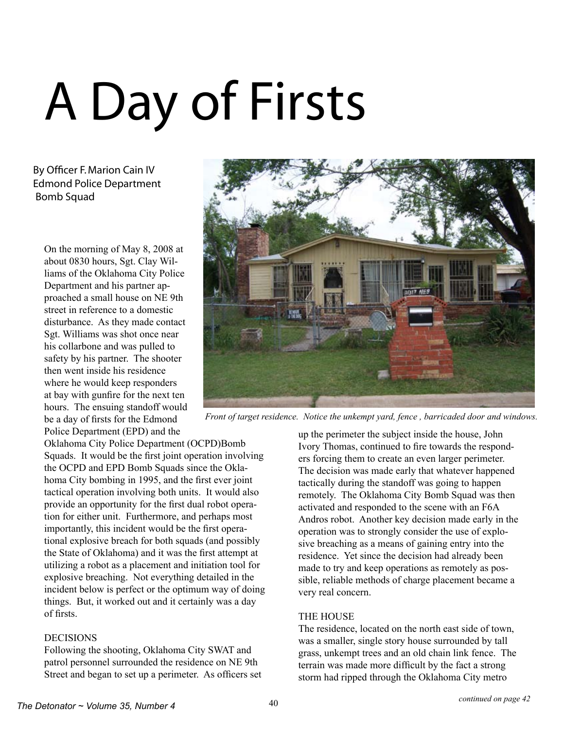# A Day of Firsts

By Officer F. Marion Cain IV
Edmond Police Department
Bomb Squad

On the morning of May 8, 2008 at about 0830 hours, Sgt. Clay Williams of the Oklahoma City Police Department and his partner approached a small house on NE 9th street in reference to a domestic disturbance. As they made contact Sgt. Williams was shot once near his collarbone and was pulled to safety by his partner. The shooter then went inside his residence where he would keep responders at bay with gunfire for the next ten hours. The ensuing standoff would be a day of firsts for the Edmond Police Department (EPD) and the Oklahoma City Police Department (OCPD)Bomb Squads. It would be the first joint operation involving the OCPD and EPD Bomb Squads since the Oklahoma City bombing in 1995, and the first ever joint tactical operation involving both units. It would also provide an opportunity for the first dual robot operation for either unit. Furthermore, and perhaps most importantly, this incident would be the first operational explosive breach for both squads (and possibly the State of Oklahoma) and it was the first attempt at utilizing a robot as a placement and initiation tool for explosive breaching. Not everything detailed in the incident below is perfect or the optimum way of doing things. But, it worked out and it certainly was a day of firsts.

*Front of target residence. Notice the unkempt yard, fence , barricaded door and windows.*

## DECISIONS

Following the shooting, Oklahoma City SWAT and patrol personnel surrounded the residence on NE 9th Street and began to set up a perimeter. As officers set up the perimeter the subject inside the house, John Ivory Thomas, continued to fire towards the responders forcing them to create an even larger perimeter. The decision was made early that whatever happened tactically during the standoff was going to happen remotely. The Oklahoma City Bomb Squad was then activated and responded to the scene with an F6A Andros robot. Another key decision made early in the operation was to strongly consider the use of explosive breaching as a means of gaining entry into the residence. Yet since the decision had already been made to try and keep operations as remotely as possible, reliable methods of charge placement became a very real concern.

## THE HOUSE

The residence, located on the north east side of town, was a smaller, single story house surrounded by tall grass, unkempt trees and an old chain link fence. The terrain was made more difficult by the fact a strong storm had ripped through the Oklahoma City metro

*continued on page 42*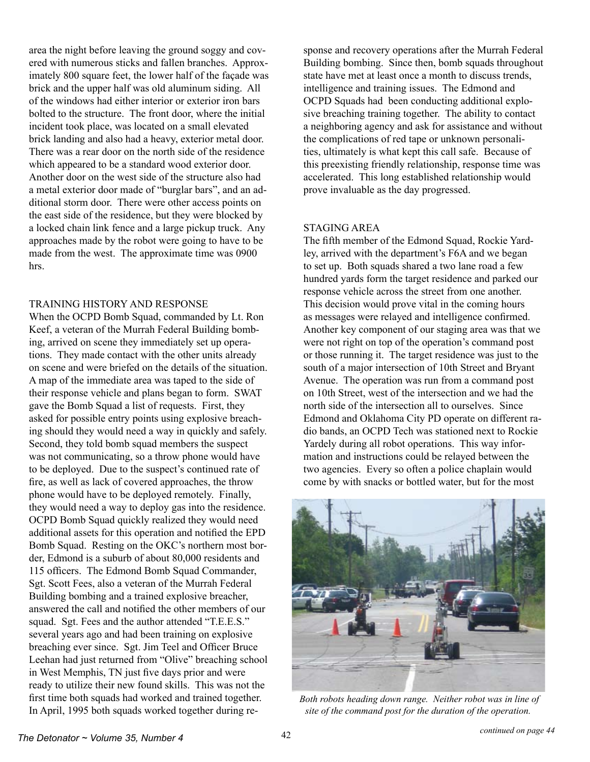area the night before leaving the ground soggy and covered with numerous sticks and fallen branches. Approximately 800 square feet, the lower half of the façade was brick and the upper half was old aluminum siding. All of the windows had either interior or exterior iron bars bolted to the structure. The front door, where the initial incident took place, was located on a small elevated brick landing and also had a heavy, exterior metal door. There was a rear door on the north side of the residence which appeared to be a standard wood exterior door. Another door on the west side of the structure also had a metal exterior door made of "burglar bars", and an additional storm door. There were other access points on the east side of the residence, but they were blocked by a locked chain link fence and a large pickup truck. Any approaches made by the robot were going to have to be made from the west. The approximate time was 0900 hrs.

## TRAINING HISTORY AND RESPONSE

When the OCPD Bomb Squad, commanded by Lt. Ron Keef, a veteran of the Murrah Federal Building bombing, arrived on scene they immediately set up operations. They made contact with the other units already on scene and were briefed on the details of the situation. A map of the immediate area was taped to the side of their response vehicle and plans began to form. SWAT gave the Bomb Squad a list of requests. First, they asked for possible entry points using explosive breaching should they would need a way in quickly and safely. Second, they told bomb squad members the suspect was not communicating, so a throw phone would have to be deployed. Due to the suspect's continued rate of fire, as well as lack of covered approaches, the throw phone would have to be deployed remotely. Finally, they would need a way to deploy gas into the residence. OCPD Bomb Squad quickly realized they would need additional assets for this operation and notified the EPD Bomb Squad. Resting on the OKC's northern most border, Edmond is a suburb of about 80,000 residents and 115 officers. The Edmond Bomb Squad Commander, Sgt. Scott Fees, also a veteran of the Murrah Federal Building bombing and a trained explosive breacher, answered the call and notified the other members of our squad. Sgt. Fees and the author attended "T.E.E.S." several years ago and had been training on explosive breaching ever since. Sgt. Jim Teel and Officer Bruce Leehan had just returned from "Olive" breaching school in West Memphis, TN just five days prior and were ready to utilize their new found skills. This was not the first time both squads had worked and trained together. In April, 1995 both squads worked together during response and recovery operations after the Murrah Federal Building bombing. Since then, bomb squads throughout state have met at least once a month to discuss trends, intelligence and training issues. The Edmond and OCPD Squads had been conducting additional explosive breaching training together. The ability to contact a neighboring agency and ask for assistance and without the complications of red tape or unknown personalities, ultimately is what kept this call safe. Because of this preexisting friendly relationship, response time was accelerated. This long established relationship would prove invaluable as the day progressed.

## STAGING AREA

The fifth member of the Edmond Squad, Rockie Yardley, arrived with the department's F6A and we began to set up. Both squads shared a two lane road a few hundred yards form the target residence and parked our response vehicle across the street from one another. This decision would prove vital in the coming hours as messages were relayed and intelligence confirmed. Another key component of our staging area was that we were not right on top of the operation's command post or those running it. The target residence was just to the south of a major intersection of 10th Street and Bryant Avenue. The operation was run from a command post on 10th Street, west of the intersection and we had the north side of the intersection all to ourselves. Since Edmond and Oklahoma City PD operate on different radio bands, an OCPD Tech was stationed next to Rockie Yardely during all robot operations. This way information and instructions could be relayed between the two agencies. Every so often a police chaplain would come by with snacks or bottled water, but for the most

*Both robots heading down range. Neither robot was in line of site of the command post for the duration of the operation.*

*continued on page 44*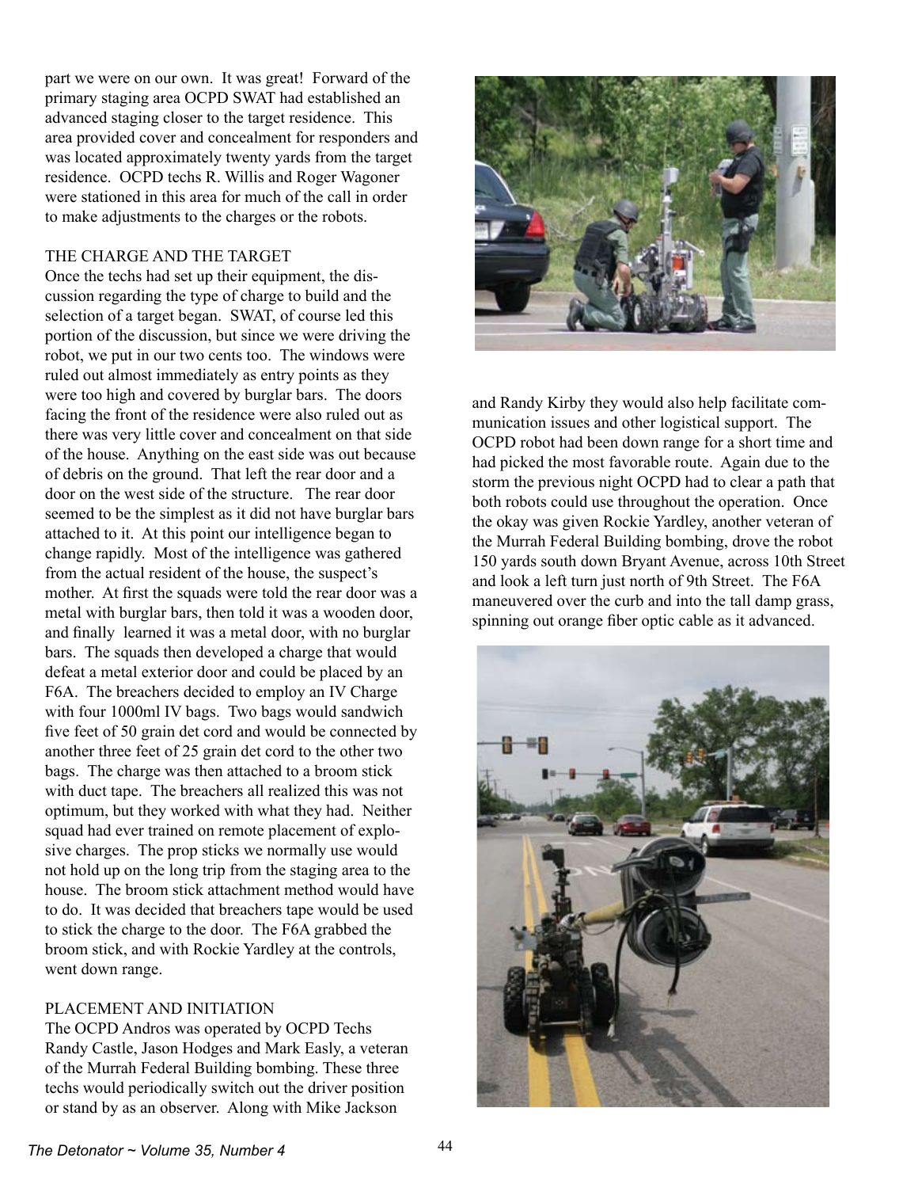part we were on our own. It was great! Forward of the primary staging area OCPD SWAT had established an advanced staging closer to the target residence. This area provided cover and concealment for responders and was located approximately twenty yards from the target residence. OCPD techs R. Willis and Roger Wagoner were stationed in this area for much of the call in order to make adjustments to the charges or the robots.

## THE CHARGE AND THE TARGET

Once the techs had set up their equipment, the discussion regarding the type of charge to build and the selection of a target began. SWAT, of course led this portion of the discussion, but since we were driving the robot, we put in our two cents too. The windows were ruled out almost immediately as entry points as they were too high and covered by burglar bars. The doors facing the front of the residence were also ruled out as there was very little cover and concealment on that side of the house. Anything on the east side was out because of debris on the ground. That left the rear door and a door on the west side of the structure. The rear door seemed to be the simplest as it did not have burglar bars attached to it. At this point our intelligence began to change rapidly. Most of the intelligence was gathered from the actual resident of the house, the suspect's mother. At first the squads were told the rear door was a metal with burglar bars, then told it was a wooden door, and finally learned it was a metal door, with no burglar bars. The squads then developed a charge that would defeat a metal exterior door and could be placed by an F6A. The breachers decided to employ an IV Charge with four 1000ml IV bags. Two bags would sandwich five feet of 50 grain det cord and would be connected by another three feet of 25 grain det cord to the other two bags. The charge was then attached to a broom stick with duct tape. The breachers all realized this was not optimum, but they worked with what they had. Neither squad had ever trained on remote placement of explosive charges. The prop sticks we normally use would not hold up on the long trip from the staging area to the house. The broom stick attachment method would have to do. It was decided that breachers tape would be used to stick the charge to the door. The F6A grabbed the broom stick, and with Rockie Yardley at the controls, went down range.

## PLACEMENT AND INITIATION

The OCPD Andros was operated by OCPD Techs Randy Castle, Jason Hodges and Mark Easly, a veteran of the Murrah Federal Building bombing. These three techs would periodically switch out the driver position or stand by as an observer. Along with Mike Jackson and Randy Kirby they would also help facilitate communication issues and other logistical support. The OCPD robot had been down range for a short time and had picked the most favorable route. Again due to the storm the previous night OCPD had to clear a path that both robots could use throughout the operation. Once the okay was given Rockie Yardley, another veteran of the Murrah Federal Building bombing, drove the robot 150 yards south down Bryant Avenue, across 10th Street and look a left turn just north of 9th Street. The F6A maneuvered over the curb and into the tall damp grass, spinning out orange fiber optic cable as it advanced.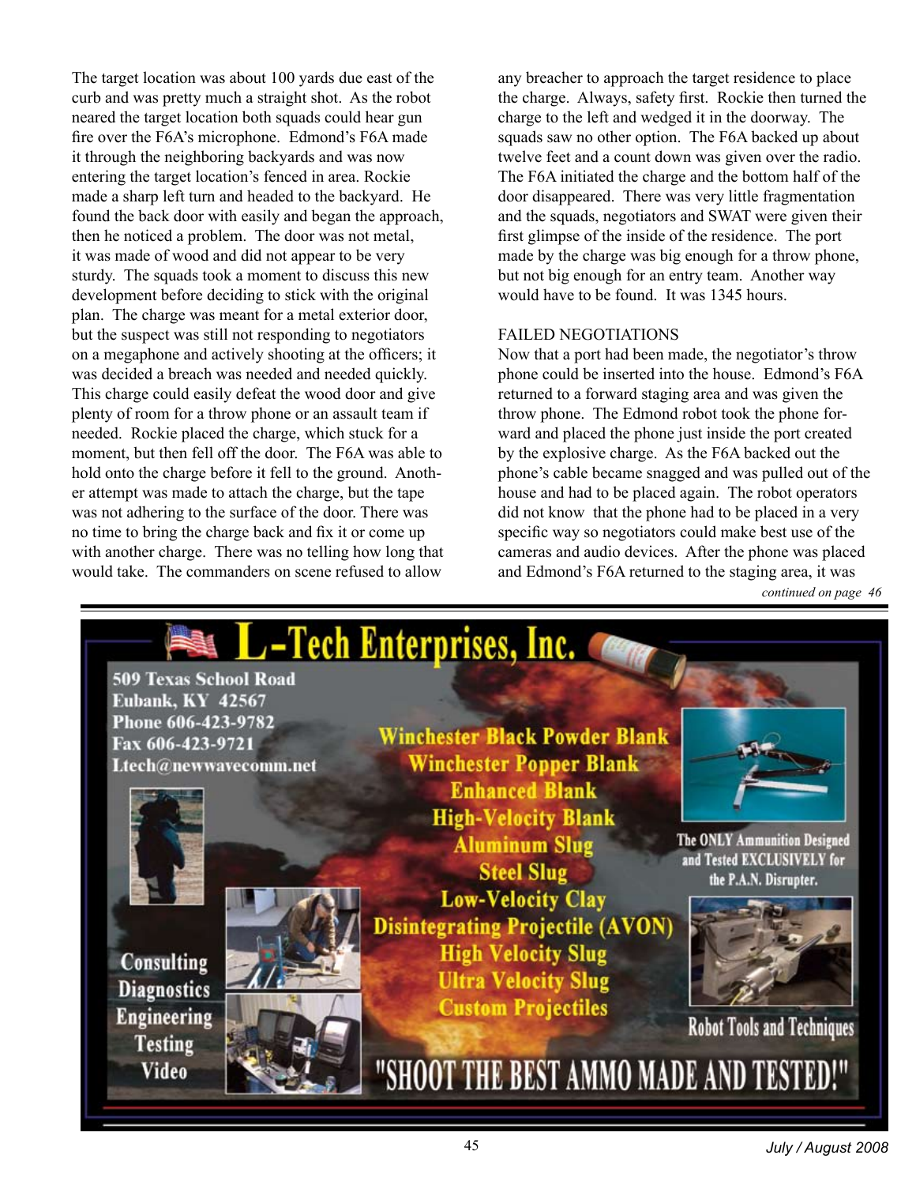The target location was about 100 yards due east of the curb and was pretty much a straight shot. As the robot neared the target location both squads could hear gun fire over the F6A's microphone. Edmond's F6A made it through the neighboring backyards and was now entering the target location's fenced in area. Rockie made a sharp left turn and headed to the backyard. He found the back door with easily and began the approach, then he noticed a problem. The door was not metal, it was made of wood and did not appear to be very sturdy. The squads took a moment to discuss this new development before deciding to stick with the original plan. The charge was meant for a metal exterior door, but the suspect was still not responding to negotiators on a megaphone and actively shooting at the officers; it was decided a breach was needed and needed quickly. This charge could easily defeat the wood door and give plenty of room for a throw phone or an assault team if needed. Rockie placed the charge, which stuck for a moment, but then fell off the door. The F6A was able to hold onto the charge before it fell to the ground. Another attempt was made to attach the charge, but the tape was not adhering to the surface of the door. There was no time to bring the charge back and fix it or come up with another charge. There was no telling how long that would take. The commanders on scene refused to allow any breacher to approach the target residence to place the charge. Always, safety first. Rockie then turned the charge to the left and wedged it in the doorway. The squads saw no other option. The F6A backed up about twelve feet and a count down was given over the radio. The F6A initiated the charge and the bottom half of the door disappeared. There was very little fragmentation and the squads, negotiators and SWAT were given their first glimpse of the inside of the residence. The port made by the charge was big enough for a throw phone, but not big enough for an entry team. Another way would have to be found. It was 1345 hours.

## FAILED NEGOTIATIONS

Now that a port had been made, the negotiator's throw phone could be inserted into the house. Edmond's F6A returned to a forward staging area and was given the throw phone. The Edmond robot took the phone forward and placed the phone just inside the port created by the explosive charge. As the F6A backed out the phone's cable became snagged and was pulled out of the house and had to be placed again. The robot operators did not know that the phone had to be placed in a very specific way so negotiators could make best use of the cameras and audio devices. After the phone was placed and Edmond's F6A returned to the staging area, it was

*continued on page 46*

# L-Tech Enterprises, Inc.

509 Texas School Road
Eubank, KY 42567
Phone 606-423-9782
Fax 606-423-9721
Ltech@newwavecomm.net

Winchester Black Powder Blank
Winchester Popper Blank
Enhanced Blank
High-Velocity Blank
Aluminum Slug
Steel Slug
Low-Velocity Clay
Disintegrating Projectile (AVON)
High Velocity Slug
Ultra Velocity Slug
Custom Projectiles

The ONLY Ammunition Designed and Tested EXCLUSIVELY for the P.A.N. Disrupter.

Consulting
Diagnostics
Engineering
Testing
Video

Robot Tools and Techniques

"SHOOT THE BEST AMMO MADE AND TESTED!"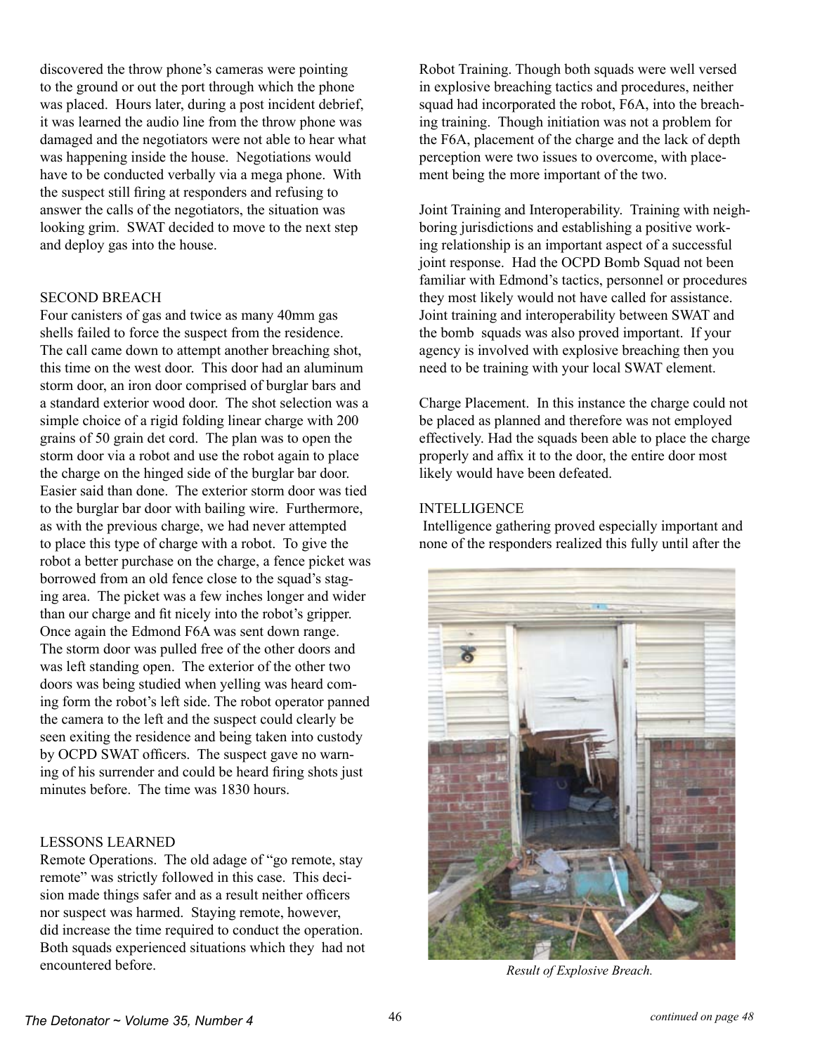discovered the throw phone's cameras were pointing to the ground or out the port through which the phone was placed. Hours later, during a post incident debrief, it was learned the audio line from the throw phone was damaged and the negotiators were not able to hear what was happening inside the house. Negotiations would have to be conducted verbally via a mega phone. With the suspect still firing at responders and refusing to answer the calls of the negotiators, the situation was looking grim. SWAT decided to move to the next step and deploy gas into the house.

## SECOND BREACH

Four canisters of gas and twice as many 40mm gas shells failed to force the suspect from the residence. The call came down to attempt another breaching shot, this time on the west door. This door had an aluminum storm door, an iron door comprised of burglar bars and a standard exterior wood door. The shot selection was a simple choice of a rigid folding linear charge with 200 grains of 50 grain det cord. The plan was to open the storm door via a robot and use the robot again to place the charge on the hinged side of the burglar bar door. Easier said than done. The exterior storm door was tied to the burglar bar door with bailing wire. Furthermore, as with the previous charge, we had never attempted to place this type of charge with a robot. To give the robot a better purchase on the charge, a fence picket was borrowed from an old fence close to the squad's staging area. The picket was a few inches longer and wider than our charge and fit nicely into the robot's gripper. Once again the Edmond F6A was sent down range. The storm door was pulled free of the other doors and was left standing open. The exterior of the other two doors was being studied when yelling was heard coming form the robot's left side. The robot operator panned the camera to the left and the suspect could clearly be seen exiting the residence and being taken into custody by OCPD SWAT officers. The suspect gave no warning of his surrender and could be heard firing shots just minutes before. The time was 1830 hours.

## LESSONS LEARNED

Remote Operations. The old adage of "go remote, stay remote" was strictly followed in this case. This decision made things safer and as a result neither officers nor suspect was harmed. Staying remote, however, did increase the time required to conduct the operation. Both squads experienced situations which they had not encountered before.

Robot Training. Though both squads were well versed in explosive breaching tactics and procedures, neither squad had incorporated the robot, F6A, into the breaching training. Though initiation was not a problem for the F6A, placement of the charge and the lack of depth perception were two issues to overcome, with placement being the more important of the two.

Joint Training and Interoperability. Training with neighboring jurisdictions and establishing a positive working relationship is an important aspect of a successful joint response. Had the OCPD Bomb Squad not been familiar with Edmond's tactics, personnel or procedures they most likely would not have called for assistance. Joint training and interoperability between SWAT and the bomb squads was also proved important. If your agency is involved with explosive breaching then you need to be training with your local SWAT element.

Charge Placement. In this instance the charge could not be placed as planned and therefore was not employed effectively. Had the squads been able to place the charge properly and affix it to the door, the entire door most likely would have been defeated.

## INTELLIGENCE

Intelligence gathering proved especially important and none of the responders realized this fully until after the

*Result of Explosive Breach.*

continued on page 48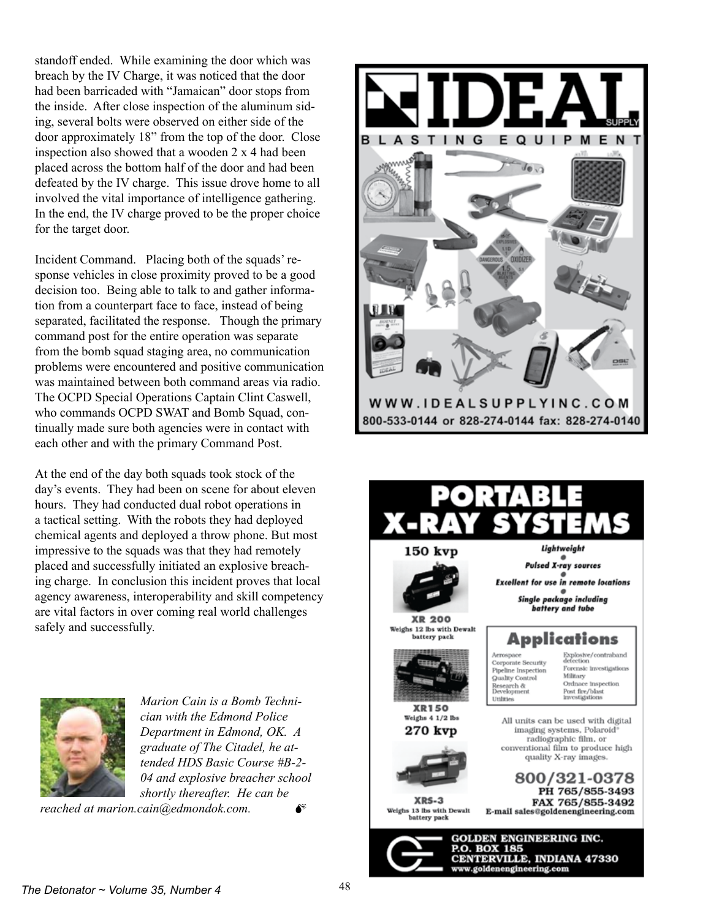standoff ended. While examining the door which was breach by the IV Charge, it was noticed that the door had been barricaded with "Jamaican" door stops from the inside. After close inspection of the aluminum siding, several bolts were observed on either side of the door approximately 18" from the top of the door. Close inspection also showed that a wooden 2 x 4 had been placed across the bottom half of the door and had been defeated by the IV charge. This issue drove home to all involved the vital importance of intelligence gathering. In the end, the IV charge proved to be the proper choice for the target door.

Incident Command. Placing both of the squads' response vehicles in close proximity proved to be a good decision too. Being able to talk to and gather information from a counterpart face to face, instead of being separated, facilitated the response. Though the primary command post for the entire operation was separate from the bomb squad staging area, no communication problems were encountered and positive communication was maintained between both command areas via radio. The OCPD Special Operations Captain Clint Caswell, who commands OCPD SWAT and Bomb Squad, continually made sure both agencies were in contact with each other and with the primary Command Post.

At the end of the day both squads took stock of the day's events. They had been on scene for about eleven hours. They had conducted dual robot operations in a tactical setting. With the robots they had deployed chemical agents and deployed a throw phone. But most impressive to the squads was that they had remotely placed and successfully initiated an explosive breaching charge. In conclusion this incident proves that local agency awareness, interoperability and skill competency are vital factors in over coming real world challenges safely and successfully.

*Marion Cain is a Bomb Technician with the Edmond Police Department in Edmond, OK. A graduate of The Citadel, he attended HDS Basic Course #B-2-04 and explosive breacher school shortly thereafter. He can be reached at marion.cain@edmondok.com.*

IDEAL SUPPLY

BLASTING EQUIPMENT

WWW.IDEALSUPPLYINC.COM

800-533-0144 or 828-274-0144 fax: 828-274-0140

PORTABLE X-RAY SYSTEMS

150 kvp

XR 200
Weighs 12 lbs with Dewalt battery pack

XR150
Weighs 4 1/2 lbs

270 kvp

XRS-3
Weighs 13 lbs with Dewalt battery pack

Lightweight
Pulsed X-ray sources
Excellent for use in remote locations
Single package including battery and tube

Applications

Aerospace
Corporate Security
Pipeline Inspection
Quality Control
Research & Development
Utilities
Explosive/contraband detection
Forensic investigations
Military
Ordnance inspection
Post fire/blast investigations

All units can be used with digital imaging systems, Polaroid® radiographic film, or conventional film to produce high quality X-ray images.

800/321-0378
PH 765/855-3493
FAX 765/855-3492
E-mail sales@goldenengineering.com

GOLDEN ENGINEERING INC.
P.O. BOX 185
CENTERVILLE, INDIANA 47330
www.goldenengineering.com